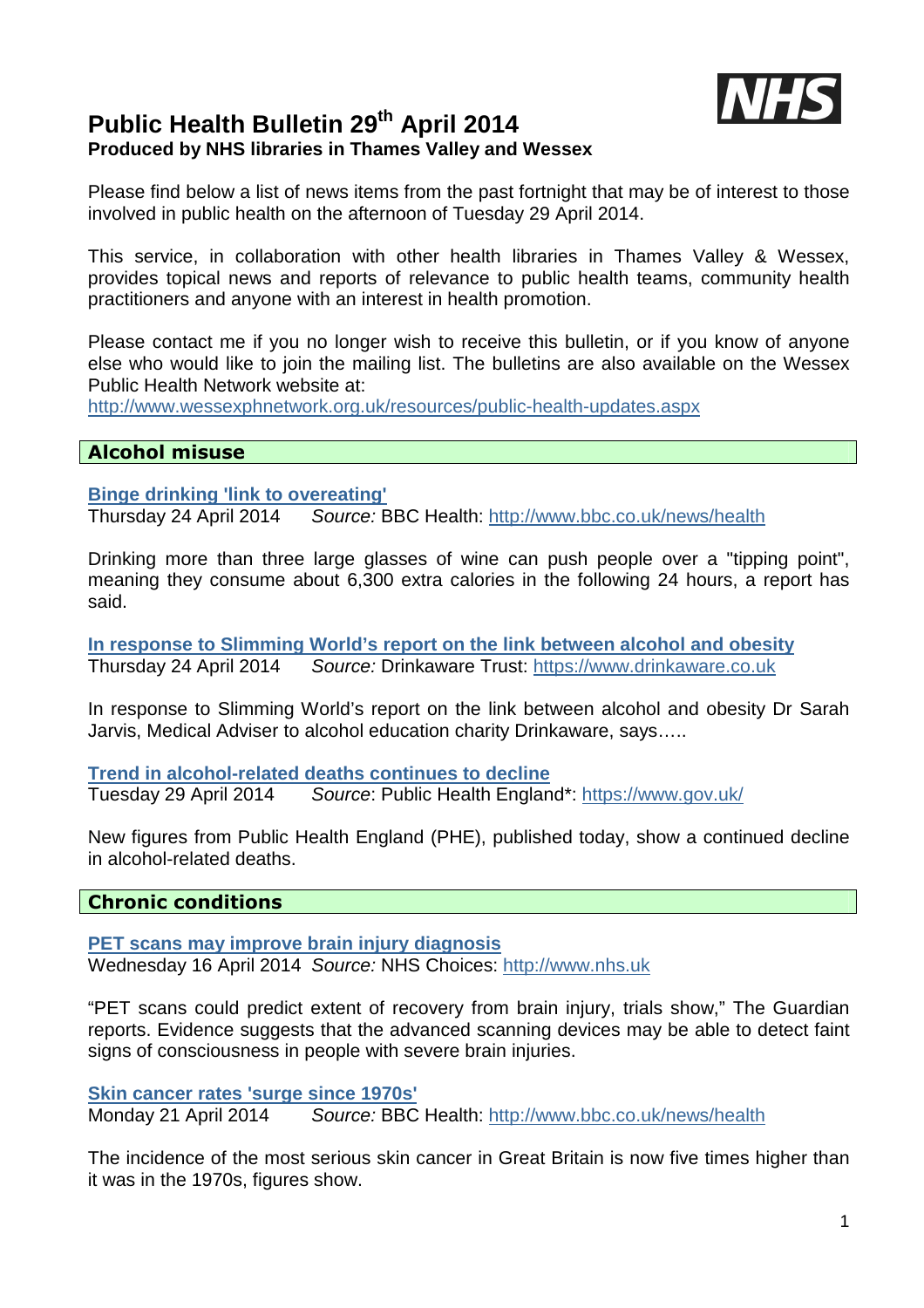# Public Health Bulletin 29th April 2014

**Produced by NHS libraries in Thames Valley and Wessex**

Please find below a list of news items from the past fortnight that may be of interest to those involved in public health on the afternoon of Tuesday 29 April 2014.

This service, in collaboration with other health libraries in Thames Valley & Wessex, provides topical news and reports of relevance to public health teams, community health practitioners and anyone with an interest in health promotion.

Please contact me if you no longer wish to receive this bulletin, or if you know of anyone else who would like to join the mailing list. The bulletins are also available on the Wessex Public Health Network website at:
http://www.wessexphnetwork.org.uk/resources/public-health-updates.aspx

## Alcohol misuse

**Binge drinking 'link to overeating'**
Thursday 24 April 2014 *Source:* BBC Health: http://www.bbc.co.uk/news/health

Drinking more than three large glasses of wine can push people over a "tipping point", meaning they consume about 6,300 extra calories in the following 24 hours, a report has said.

**In response to Slimming World's report on the link between alcohol and obesity**
Thursday 24 April 2014 *Source:* Drinkaware Trust: https://www.drinkaware.co.uk

In response to Slimming World's report on the link between alcohol and obesity Dr Sarah Jarvis, Medical Adviser to alcohol education charity Drinkaware, says…..

**Trend in alcohol-related deaths continues to decline**
Tuesday 29 April 2014 *Source*: Public Health England*: https://www.gov.uk/

New figures from Public Health England (PHE), published today, show a continued decline in alcohol-related deaths.

## Chronic conditions

**PET scans may improve brain injury diagnosis**
Wednesday 16 April 2014 *Source:* NHS Choices: http://www.nhs.uk

"PET scans could predict extent of recovery from brain injury, trials show," The Guardian reports. Evidence suggests that the advanced scanning devices may be able to detect faint signs of consciousness in people with severe brain injuries.

**Skin cancer rates 'surge since 1970s'**
Monday 21 April 2014 *Source:* BBC Health: http://www.bbc.co.uk/news/health

The incidence of the most serious skin cancer in Great Britain is now five times higher than it was in the 1970s, figures show.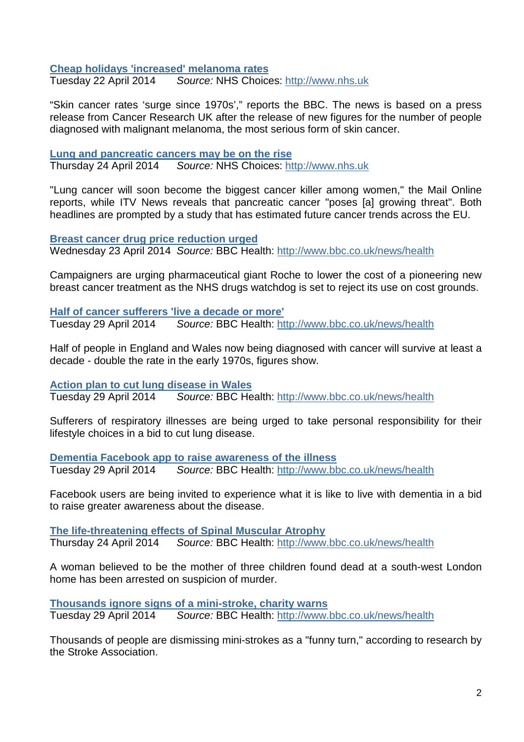**[Cheap holidays 'increased' melanoma rates](http://www.nhs.uk)**
Tuesday 22 April 2014 *Source:* NHS Choices: http://www.nhs.uk

"Skin cancer rates 'surge since 1970s'," reports the BBC. The news is based on a press release from Cancer Research UK after the release of new figures for the number of people diagnosed with malignant melanoma, the most serious form of skin cancer.

**[Lung and pancreatic cancers may be on the rise](http://www.nhs.uk)**
Thursday 24 April 2014 *Source:* NHS Choices: http://www.nhs.uk

"Lung cancer will soon become the biggest cancer killer among women," the Mail Online reports, while ITV News reveals that pancreatic cancer "poses [a] growing threat". Both headlines are prompted by a study that has estimated future cancer trends across the EU.

**[Breast cancer drug price reduction urged](http://www.bbc.co.uk/news/health)**
Wednesday 23 April 2014 *Source:* BBC Health: http://www.bbc.co.uk/news/health

Campaigners are urging pharmaceutical giant Roche to lower the cost of a pioneering new breast cancer treatment as the NHS drugs watchdog is set to reject its use on cost grounds.

**[Half of cancer sufferers 'live a decade or more'](http://www.bbc.co.uk/news/health)**
Tuesday 29 April 2014 *Source:* BBC Health: http://www.bbc.co.uk/news/health

Half of people in England and Wales now being diagnosed with cancer will survive at least a decade - double the rate in the early 1970s, figures show.

**[Action plan to cut lung disease in Wales](http://www.bbc.co.uk/news/health)**
Tuesday 29 April 2014 *Source:* BBC Health: http://www.bbc.co.uk/news/health

Sufferers of respiratory illnesses are being urged to take personal responsibility for their lifestyle choices in a bid to cut lung disease.

**[Dementia Facebook app to raise awareness of the illness](http://www.bbc.co.uk/news/health)**
Tuesday 29 April 2014 *Source:* BBC Health: http://www.bbc.co.uk/news/health

Facebook users are being invited to experience what it is like to live with dementia in a bid to raise greater awareness about the disease.

**[The life-threatening effects of Spinal Muscular Atrophy](http://www.bbc.co.uk/news/health)**
Thursday 24 April 2014 *Source:* BBC Health: http://www.bbc.co.uk/news/health

A woman believed to be the mother of three children found dead at a south-west London home has been arrested on suspicion of murder.

**[Thousands ignore signs of a mini-stroke, charity warns](http://www.bbc.co.uk/news/health)**
Tuesday 29 April 2014 *Source:* BBC Health: http://www.bbc.co.uk/news/health

Thousands of people are dismissing mini-strokes as a "funny turn," according to research by the Stroke Association.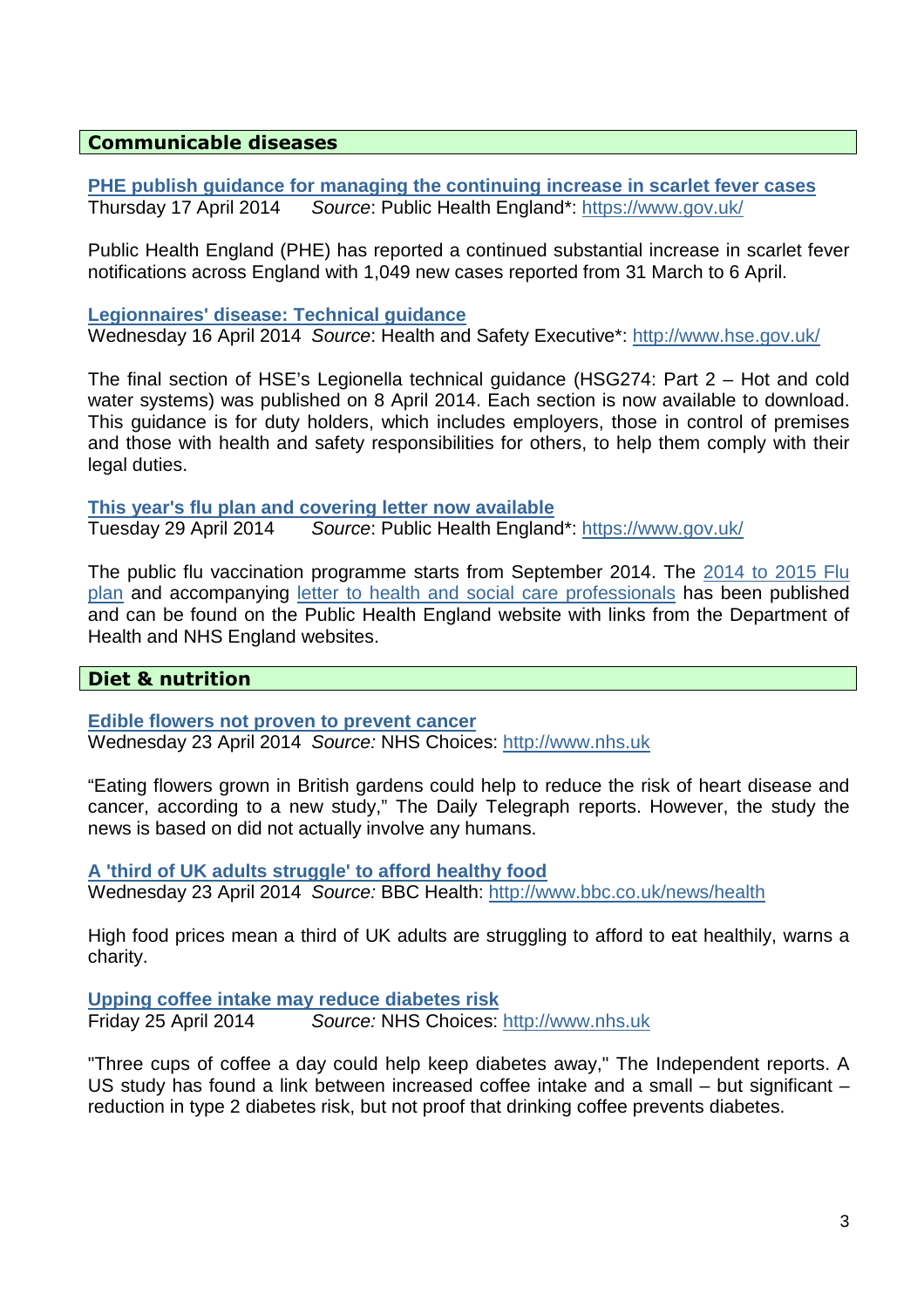## Communicable diseases

**PHE publish guidance for managing the continuing increase in scarlet fever cases**
Thursday 17 April 2014 *Source*: Public Health England*: https://www.gov.uk/

Public Health England (PHE) has reported a continued substantial increase in scarlet fever notifications across England with 1,049 new cases reported from 31 March to 6 April.

**Legionnaires' disease: Technical guidance**
Wednesday 16 April 2014 *Source*: Health and Safety Executive*: http://www.hse.gov.uk/

The final section of HSE's Legionella technical guidance (HSG274: Part 2 – Hot and cold water systems) was published on 8 April 2014. Each section is now available to download. This guidance is for duty holders, which includes employers, those in control of premises and those with health and safety responsibilities for others, to help them comply with their legal duties.

**This year's flu plan and covering letter now available**
Tuesday 29 April 2014 *Source*: Public Health England*: https://www.gov.uk/

The public flu vaccination programme starts from September 2014. The 2014 to 2015 Flu plan and accompanying letter to health and social care professionals has been published and can be found on the Public Health England website with links from the Department of Health and NHS England websites.

## Diet & nutrition

**Edible flowers not proven to prevent cancer**
Wednesday 23 April 2014 *Source:* NHS Choices: http://www.nhs.uk

"Eating flowers grown in British gardens could help to reduce the risk of heart disease and cancer, according to a new study," The Daily Telegraph reports. However, the study the news is based on did not actually involve any humans.

**A 'third of UK adults struggle' to afford healthy food**
Wednesday 23 April 2014 *Source:* BBC Health: http://www.bbc.co.uk/news/health

High food prices mean a third of UK adults are struggling to afford to eat healthily, warns a charity.

**Upping coffee intake may reduce diabetes risk**
Friday 25 April 2014 *Source:* NHS Choices: http://www.nhs.uk

"Three cups of coffee a day could help keep diabetes away," The Independent reports. A US study has found a link between increased coffee intake and a small – but significant – reduction in type 2 diabetes risk, but not proof that drinking coffee prevents diabetes.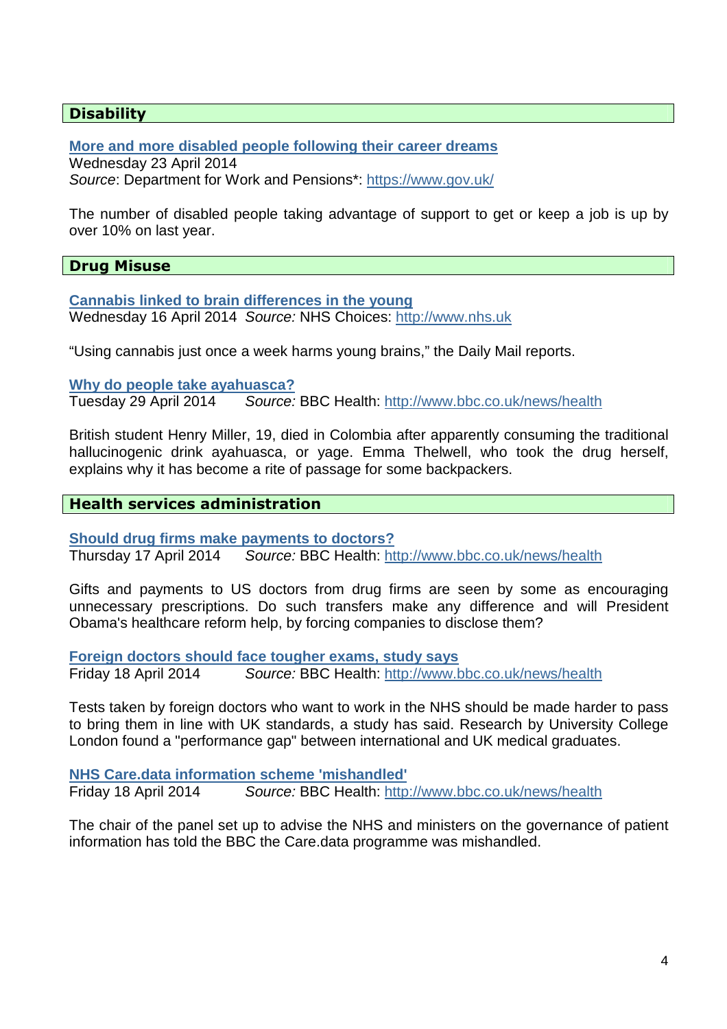## Disability

**More and more disabled people following their career dreams**
Wednesday 23 April 2014
*Source*: Department for Work and Pensions*: https://www.gov.uk/

The number of disabled people taking advantage of support to get or keep a job is up by over 10% on last year.

## Drug Misuse

**Cannabis linked to brain differences in the young**
Wednesday 16 April 2014 *Source:* NHS Choices: http://www.nhs.uk

"Using cannabis just once a week harms young brains," the Daily Mail reports.

**Why do people take ayahuasca?**
Tuesday 29 April 2014 *Source:* BBC Health: http://www.bbc.co.uk/news/health

British student Henry Miller, 19, died in Colombia after apparently consuming the traditional hallucinogenic drink ayahuasca, or yage. Emma Thelwell, who took the drug herself, explains why it has become a rite of passage for some backpackers.

## Health services administration

**Should drug firms make payments to doctors?**
Thursday 17 April 2014 *Source:* BBC Health: http://www.bbc.co.uk/news/health

Gifts and payments to US doctors from drug firms are seen by some as encouraging unnecessary prescriptions. Do such transfers make any difference and will President Obama's healthcare reform help, by forcing companies to disclose them?

**Foreign doctors should face tougher exams, study says**
Friday 18 April 2014 *Source:* BBC Health: http://www.bbc.co.uk/news/health

Tests taken by foreign doctors who want to work in the NHS should be made harder to pass to bring them in line with UK standards, a study has said. Research by University College London found a "performance gap" between international and UK medical graduates.

**NHS Care.data information scheme 'mishandled'**
Friday 18 April 2014 *Source:* BBC Health: http://www.bbc.co.uk/news/health

The chair of the panel set up to advise the NHS and ministers on the governance of patient information has told the BBC the Care.data programme was mishandled.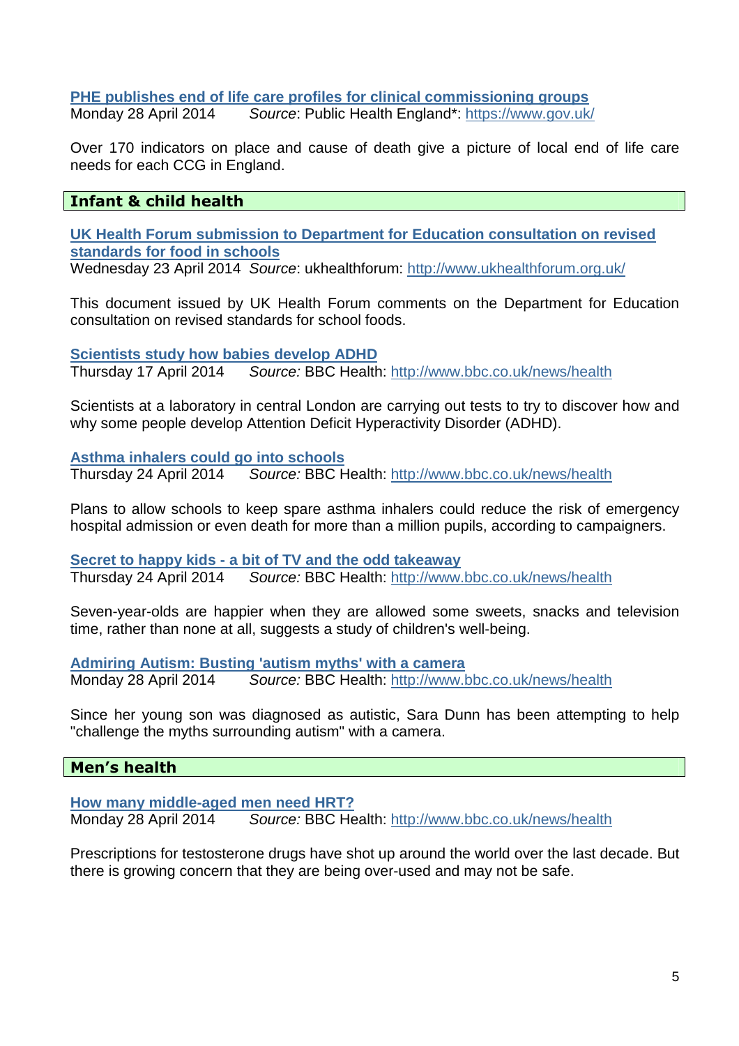**PHE publishes end of life care profiles for clinical commissioning groups**
Monday 28 April 2014 *Source*: Public Health England*: https://www.gov.uk/

Over 170 indicators on place and cause of death give a picture of local end of life care needs for each CCG in England.

## Infant & child health

**UK Health Forum submission to Department for Education consultation on revised standards for food in schools**
Wednesday 23 April 2014 *Source*: ukhealthforum: http://www.ukhealthforum.org.uk/

This document issued by UK Health Forum comments on the Department for Education consultation on revised standards for school foods.

**Scientists study how babies develop ADHD**
Thursday 17 April 2014 *Source:* BBC Health: http://www.bbc.co.uk/news/health

Scientists at a laboratory in central London are carrying out tests to try to discover how and why some people develop Attention Deficit Hyperactivity Disorder (ADHD).

**Asthma inhalers could go into schools**
Thursday 24 April 2014 *Source:* BBC Health: http://www.bbc.co.uk/news/health

Plans to allow schools to keep spare asthma inhalers could reduce the risk of emergency hospital admission or even death for more than a million pupils, according to campaigners.

**Secret to happy kids - a bit of TV and the odd takeaway**
Thursday 24 April 2014 *Source:* BBC Health: http://www.bbc.co.uk/news/health

Seven-year-olds are happier when they are allowed some sweets, snacks and television time, rather than none at all, suggests a study of children's well-being.

**Admiring Autism: Busting 'autism myths' with a camera**
Monday 28 April 2014 *Source:* BBC Health: http://www.bbc.co.uk/news/health

Since her young son was diagnosed as autistic, Sara Dunn has been attempting to help "challenge the myths surrounding autism" with a camera.

## Men's health

**How many middle-aged men need HRT?**
Monday 28 April 2014 *Source:* BBC Health: http://www.bbc.co.uk/news/health

Prescriptions for testosterone drugs have shot up around the world over the last decade. But there is growing concern that they are being over-used and may not be safe.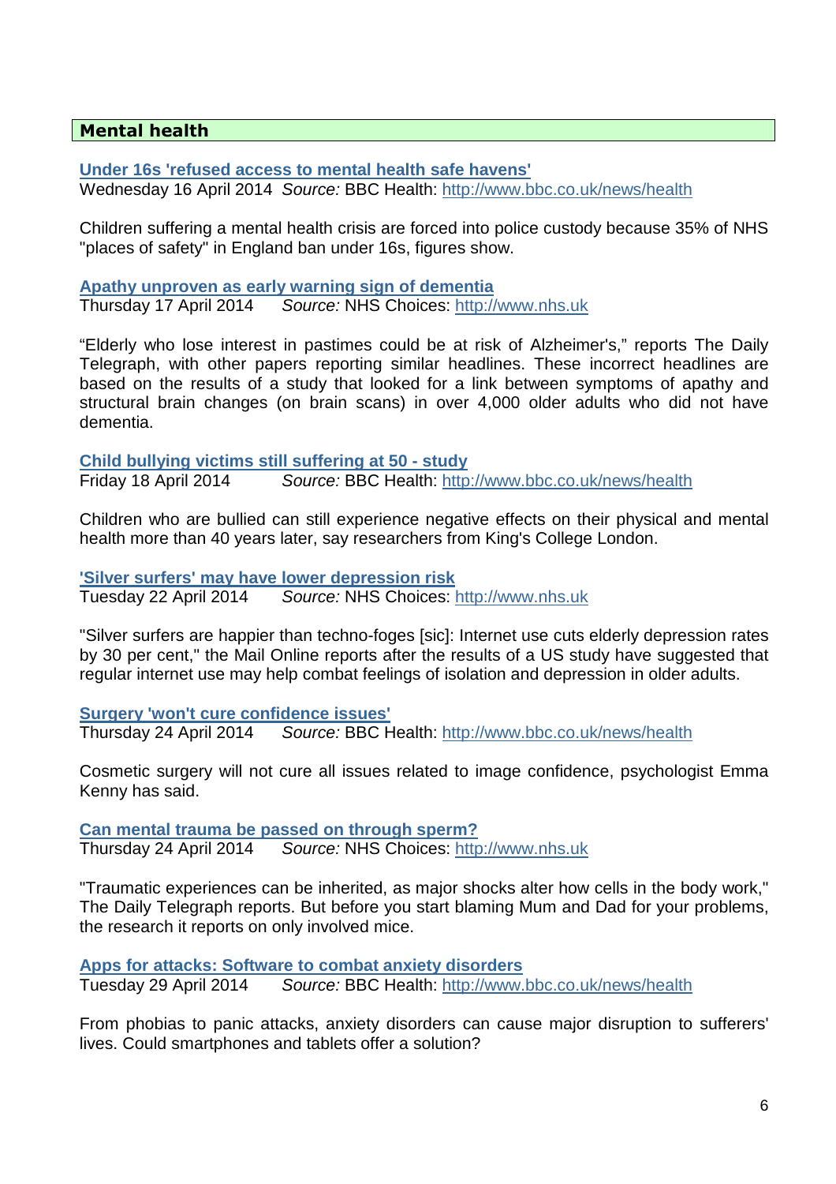## Mental health

**Under 16s 'refused access to mental health safe havens'**
Wednesday 16 April 2014 *Source:* BBC Health: http://www.bbc.co.uk/news/health

Children suffering a mental health crisis are forced into police custody because 35% of NHS "places of safety" in England ban under 16s, figures show.

**Apathy unproven as early warning sign of dementia**
Thursday 17 April 2014 *Source:* NHS Choices: http://www.nhs.uk

“Elderly who lose interest in pastimes could be at risk of Alzheimer's,” reports The Daily Telegraph, with other papers reporting similar headlines. These incorrect headlines are based on the results of a study that looked for a link between symptoms of apathy and structural brain changes (on brain scans) in over 4,000 older adults who did not have dementia.

**Child bullying victims still suffering at 50 - study**
Friday 18 April 2014 *Source:* BBC Health: http://www.bbc.co.uk/news/health

Children who are bullied can still experience negative effects on their physical and mental health more than 40 years later, say researchers from King's College London.

**'Silver surfers' may have lower depression risk**
Tuesday 22 April 2014 *Source:* NHS Choices: http://www.nhs.uk

"Silver surfers are happier than techno-foges [sic]: Internet use cuts elderly depression rates by 30 per cent," the Mail Online reports after the results of a US study have suggested that regular internet use may help combat feelings of isolation and depression in older adults.

**Surgery 'won't cure confidence issues'**
Thursday 24 April 2014 *Source:* BBC Health: http://www.bbc.co.uk/news/health

Cosmetic surgery will not cure all issues related to image confidence, psychologist Emma Kenny has said.

**Can mental trauma be passed on through sperm?**
Thursday 24 April 2014 *Source:* NHS Choices: http://www.nhs.uk

"Traumatic experiences can be inherited, as major shocks alter how cells in the body work," The Daily Telegraph reports. But before you start blaming Mum and Dad for your problems, the research it reports on only involved mice.

**Apps for attacks: Software to combat anxiety disorders**
Tuesday 29 April 2014 *Source:* BBC Health: http://www.bbc.co.uk/news/health

From phobias to panic attacks, anxiety disorders can cause major disruption to sufferers' lives. Could smartphones and tablets offer a solution?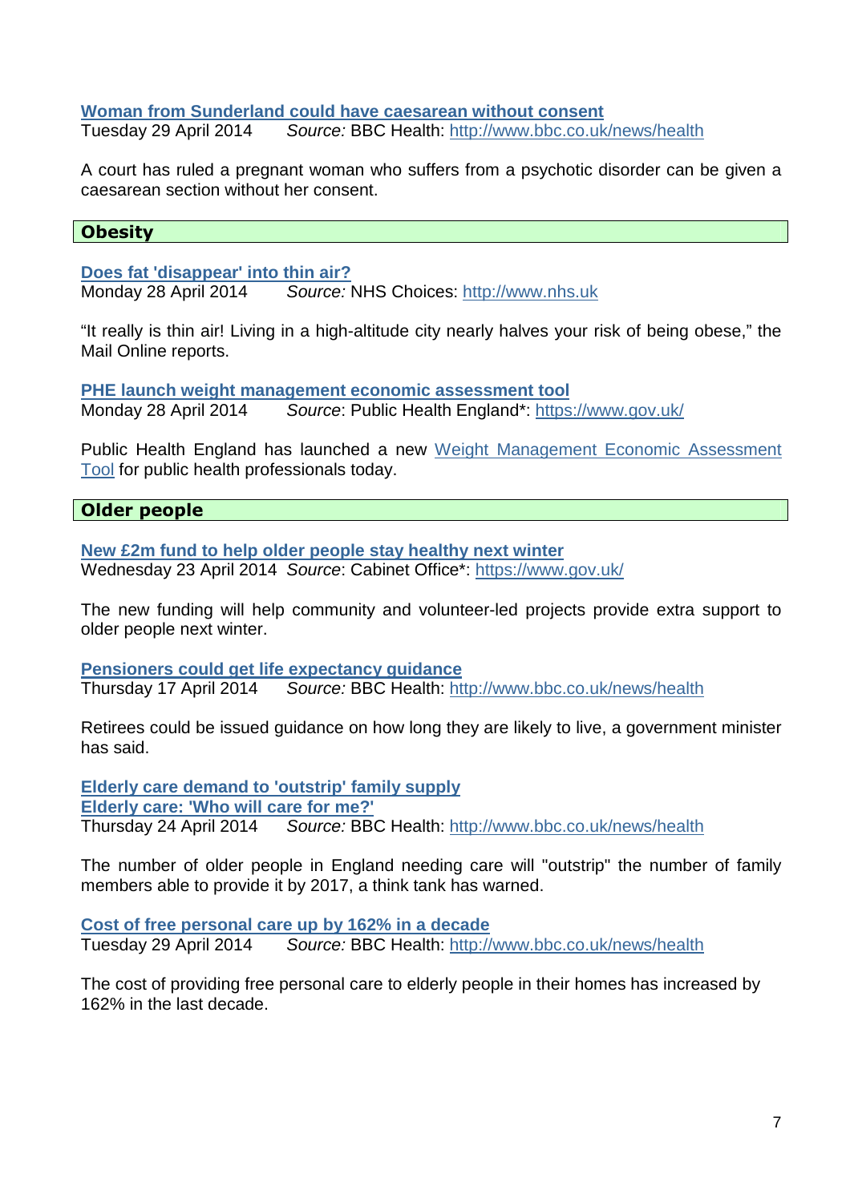**[Woman from Sunderland could have caesarean without consent](http://www.bbc.co.uk/news/health)**
Tuesday 29 April 2014 *Source:* BBC Health: [http://www.bbc.co.uk/news/health](http://www.bbc.co.uk/news/health)

A court has ruled a pregnant woman who suffers from a psychotic disorder can be given a caesarean section without her consent.

## Obesity

**[Does fat 'disappear' into thin air?](http://www.nhs.uk)**
Monday 28 April 2014 *Source:* NHS Choices: [http://www.nhs.uk](http://www.nhs.uk)

"It really is thin air! Living in a high-altitude city nearly halves your risk of being obese," the Mail Online reports.

**[PHE launch weight management economic assessment tool](https://www.gov.uk/)**
Monday 28 April 2014 *Source*: Public Health England*: [https://www.gov.uk/](https://www.gov.uk/)

Public Health England has launched a new [Weight Management Economic Assessment Tool](https://www.gov.uk/) for public health professionals today.

## Older people

**[New £2m fund to help older people stay healthy next winter](https://www.gov.uk/)**
Wednesday 23 April 2014 *Source*: Cabinet Office*: [https://www.gov.uk/](https://www.gov.uk/)

The new funding will help community and volunteer-led projects provide extra support to older people next winter.

**[Pensioners could get life expectancy guidance](http://www.bbc.co.uk/news/health)**
Thursday 17 April 2014 *Source:* BBC Health: [http://www.bbc.co.uk/news/health](http://www.bbc.co.uk/news/health)

Retirees could be issued guidance on how long they are likely to live, a government minister has said.

**[Elderly care demand to 'outstrip' family supply](http://www.bbc.co.uk/news/health)**
**[Elderly care: 'Who will care for me?'](http://www.bbc.co.uk/news/health)**
Thursday 24 April 2014 *Source:* BBC Health: [http://www.bbc.co.uk/news/health](http://www.bbc.co.uk/news/health)

The number of older people in England needing care will "outstrip" the number of family members able to provide it by 2017, a think tank has warned.

**[Cost of free personal care up by 162% in a decade](http://www.bbc.co.uk/news/health)**
Tuesday 29 April 2014 *Source:* BBC Health: [http://www.bbc.co.uk/news/health](http://www.bbc.co.uk/news/health)

The cost of providing free personal care to elderly people in their homes has increased by 162% in the last decade.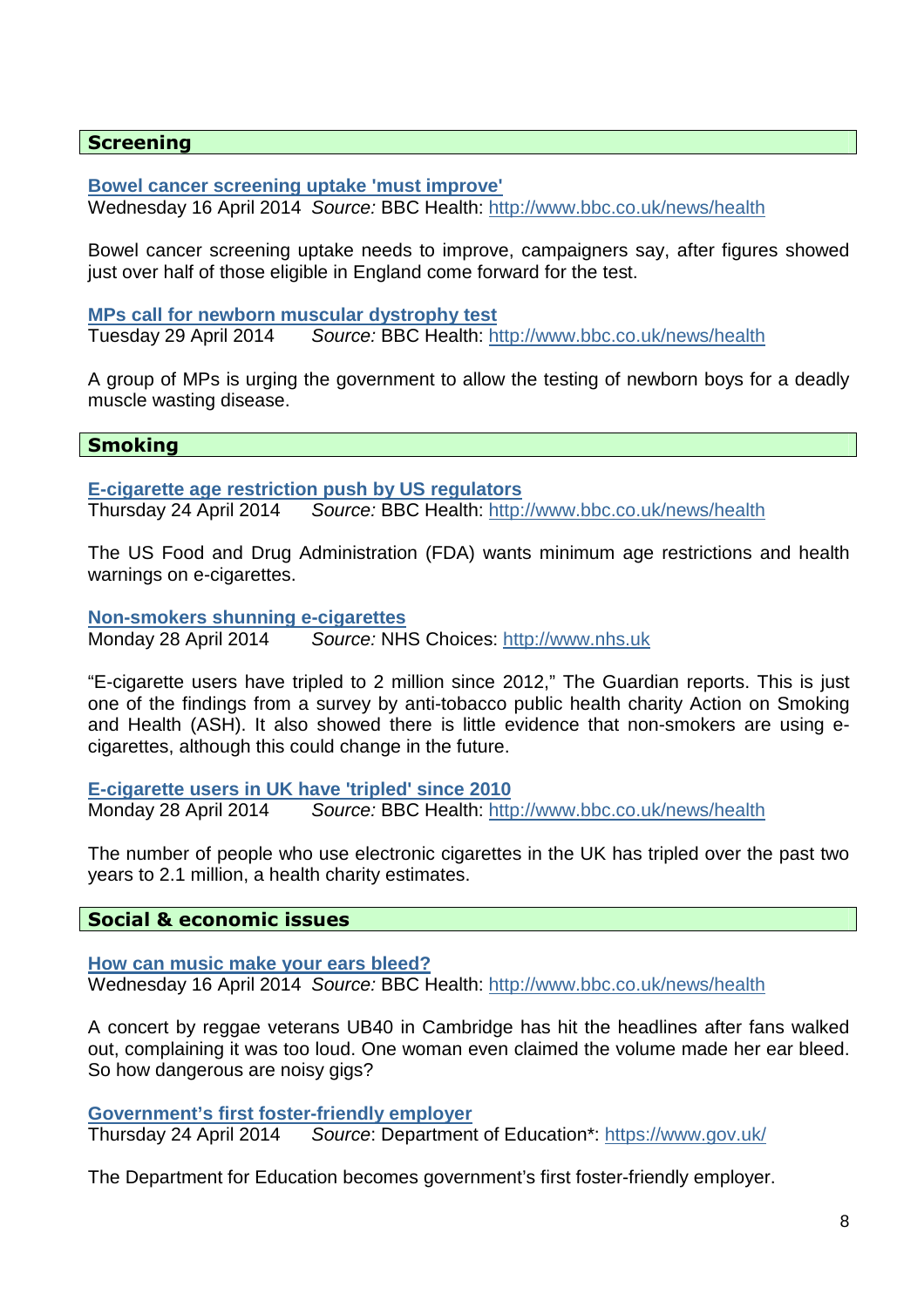## Screening

**[Bowel cancer screening uptake 'must improve']**
Wednesday 16 April 2014 *Source:* BBC Health: http://www.bbc.co.uk/news/health

Bowel cancer screening uptake needs to improve, campaigners say, after figures showed just over half of those eligible in England come forward for the test.

**MPs call for newborn muscular dystrophy test**
Tuesday 29 April 2014 *Source:* BBC Health: http://www.bbc.co.uk/news/health

A group of MPs is urging the government to allow the testing of newborn boys for a deadly muscle wasting disease.

## Smoking

**E-cigarette age restriction push by US regulators**
Thursday 24 April 2014 *Source:* BBC Health: http://www.bbc.co.uk/news/health

The US Food and Drug Administration (FDA) wants minimum age restrictions and health warnings on e-cigarettes.

**Non-smokers shunning e-cigarettes**
Monday 28 April 2014 *Source:* NHS Choices: http://www.nhs.uk

"E-cigarette users have tripled to 2 million since 2012," The Guardian reports. This is just one of the findings from a survey by anti-tobacco public health charity Action on Smoking and Health (ASH). It also showed there is little evidence that non-smokers are using e-cigarettes, although this could change in the future.

**E-cigarette users in UK have 'tripled' since 2010**
Monday 28 April 2014 *Source:* BBC Health: http://www.bbc.co.uk/news/health

The number of people who use electronic cigarettes in the UK has tripled over the past two years to 2.1 million, a health charity estimates.

## Social & economic issues

**How can music make your ears bleed?**
Wednesday 16 April 2014 *Source:* BBC Health: http://www.bbc.co.uk/news/health

A concert by reggae veterans UB40 in Cambridge has hit the headlines after fans walked out, complaining it was too loud. One woman even claimed the volume made her ear bleed. So how dangerous are noisy gigs?

**Government's first foster-friendly employer**
Thursday 24 April 2014 *Source*: Department of Education*: https://www.gov.uk/

The Department for Education becomes government's first foster-friendly employer.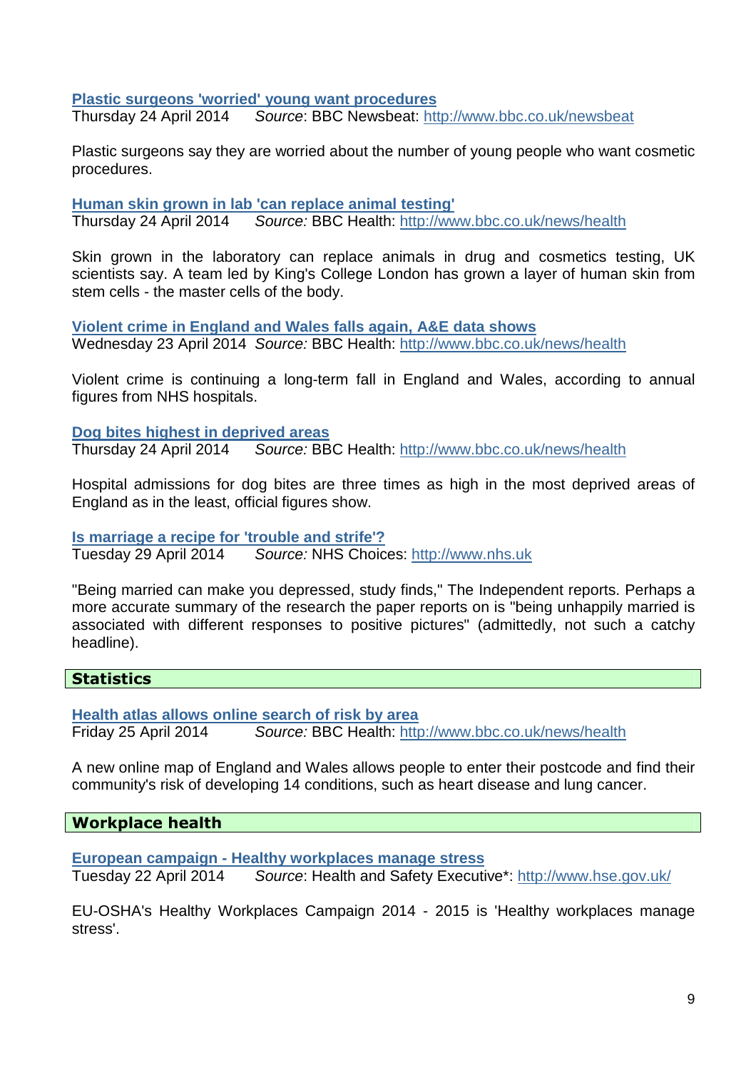**Plastic surgeons 'worried' young want procedures**
Thursday 24 April 2014 *Source*: BBC Newsbeat: http://www.bbc.co.uk/newsbeat

Plastic surgeons say they are worried about the number of young people who want cosmetic procedures.

**Human skin grown in lab 'can replace animal testing'**
Thursday 24 April 2014 *Source:* BBC Health: http://www.bbc.co.uk/news/health

Skin grown in the laboratory can replace animals in drug and cosmetics testing, UK scientists say. A team led by King's College London has grown a layer of human skin from stem cells - the master cells of the body.

**Violent crime in England and Wales falls again, A&E data shows**
Wednesday 23 April 2014 *Source:* BBC Health: http://www.bbc.co.uk/news/health

Violent crime is continuing a long-term fall in England and Wales, according to annual figures from NHS hospitals.

**Dog bites highest in deprived areas**
Thursday 24 April 2014 *Source:* BBC Health: http://www.bbc.co.uk/news/health

Hospital admissions for dog bites are three times as high in the most deprived areas of England as in the least, official figures show.

**Is marriage a recipe for 'trouble and strife'?**
Tuesday 29 April 2014 *Source:* NHS Choices: http://www.nhs.uk

"Being married can make you depressed, study finds," The Independent reports. Perhaps a more accurate summary of the research the paper reports on is "being unhappily married is associated with different responses to positive pictures" (admittedly, not such a catchy headline).

## Statistics

**Health atlas allows online search of risk by area**
Friday 25 April 2014 *Source:* BBC Health: http://www.bbc.co.uk/news/health

A new online map of England and Wales allows people to enter their postcode and find their community's risk of developing 14 conditions, such as heart disease and lung cancer.

## Workplace health

**European campaign - Healthy workplaces manage stress**
Tuesday 22 April 2014 *Source*: Health and Safety Executive*: http://www.hse.gov.uk/

EU-OSHA's Healthy Workplaces Campaign 2014 - 2015 is 'Healthy workplaces manage stress'.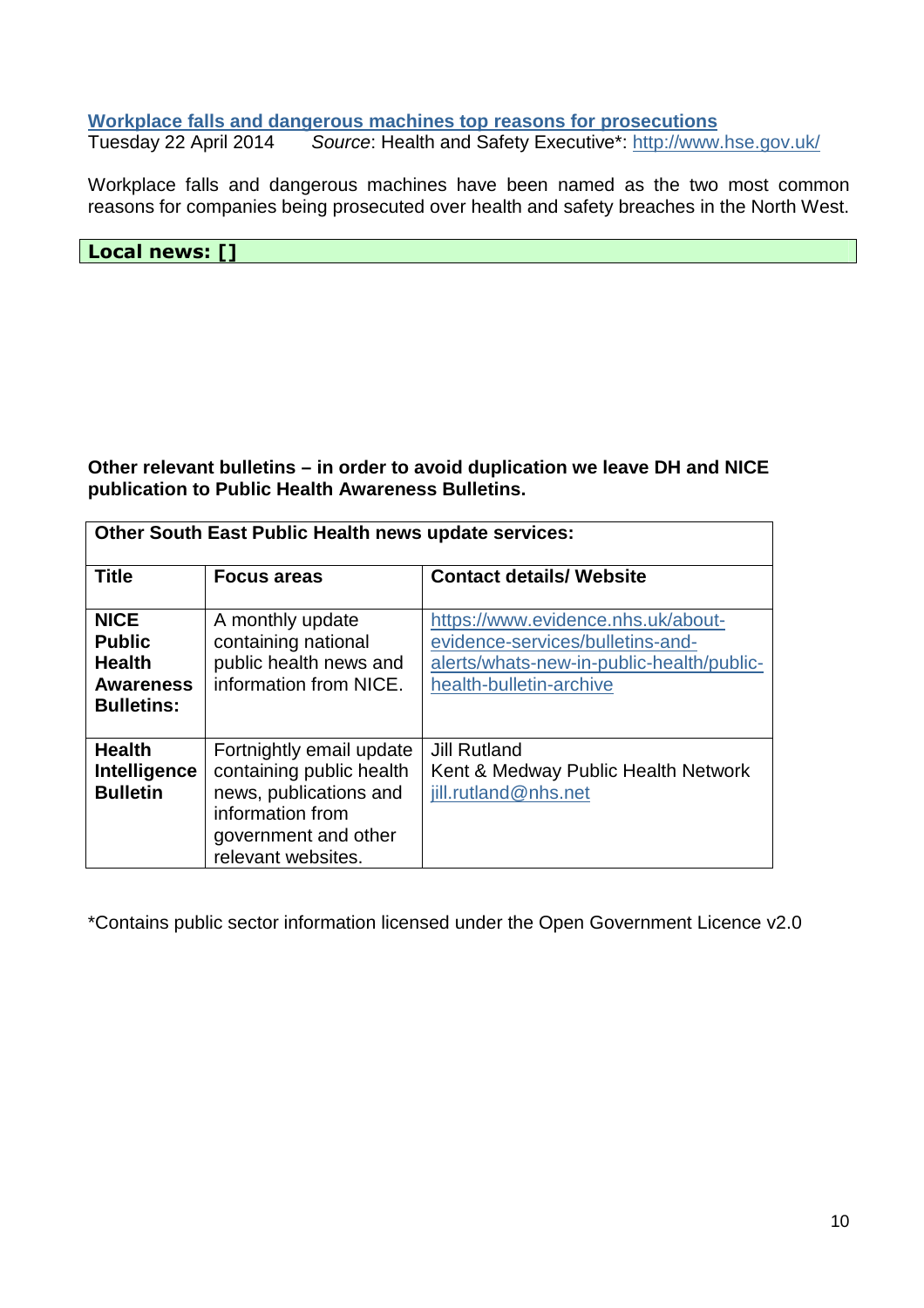**[Workplace falls and dangerous machines top reasons for prosecutions](http://www.hse.gov.uk/)**
Tuesday 22 April 2014 *Source*: Health and Safety Executive*: http://www.hse.gov.uk/

Workplace falls and dangerous machines have been named as the two most common reasons for companies being prosecuted over health and safety breaches in the North West.

**Local news: []**

**Other relevant bulletins – in order to avoid duplication we leave DH and NICE publication to Public Health Awareness Bulletins.**

| **Other South East Public Health news update services:** | | |
|---|---|---|
| **Title** | **Focus areas** | **Contact details/ Website** |
| **NICE Public Health Awareness Bulletins:** | A monthly update containing national public health news and information from NICE. | https://www.evidence.nhs.uk/about-evidence-services/bulletins-and-alerts/whats-new-in-public-health/public-health-bulletin-archive |
| **Health Intelligence Bulletin** | Fortnightly email update containing public health news, publications and information from government and other relevant websites. | Jill Rutland<br>Kent & Medway Public Health Network<br>jill.rutland@nhs.net |

*Contains public sector information licensed under the Open Government Licence v2.0